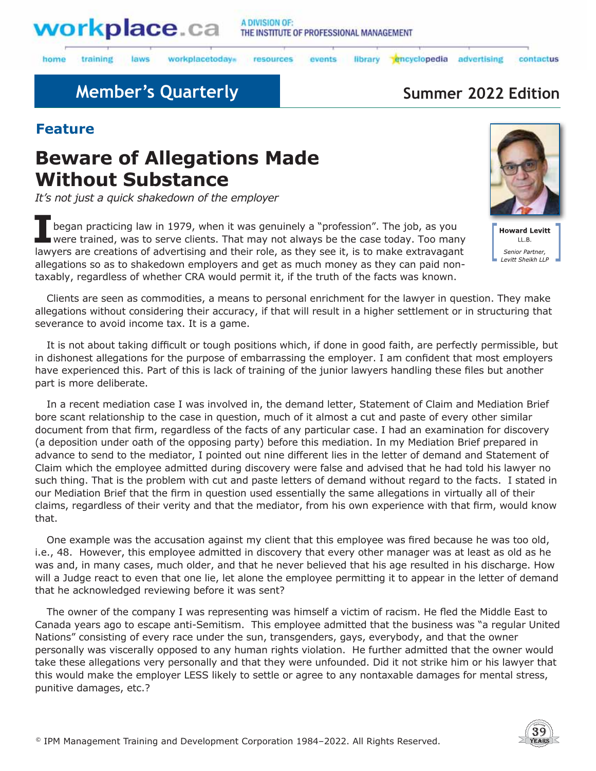## Member's Quarterly

**Summer 2022 Edition**

### Feature

# Beware of Allegations Made Without Substance

*It's not just a quick shakedown of the employer*

**Howard Levitt**
LL.B.
*Senior Partner, Levitt Sheikh LLP*

I began practicing law in 1979, when it was genuinely a "profession". The job, as you were trained, was to serve clients. That may not always be the case today. Too many lawyers are creations of advertising and their role, as they see it, is to make extravagant allegations so as to shakedown employers and get as much money as they can paid non-taxably, regardless of whether CRA would permit it, if the truth of the facts was known.

Clients are seen as commodities, a means to personal enrichment for the lawyer in question. They make allegations without considering their accuracy, if that will result in a higher settlement or in structuring that severance to avoid income tax. It is a game.

It is not about taking difficult or tough positions which, if done in good faith, are perfectly permissible, but in dishonest allegations for the purpose of embarrassing the employer. I am confident that most employers have experienced this. Part of this is lack of training of the junior lawyers handling these files but another part is more deliberate.

In a recent mediation case I was involved in, the demand letter, Statement of Claim and Mediation Brief bore scant relationship to the case in question, much of it almost a cut and paste of every other similar document from that firm, regardless of the facts of any particular case. I had an examination for discovery (a deposition under oath of the opposing party) before this mediation. In my Mediation Brief prepared in advance to send to the mediator, I pointed out nine different lies in the letter of demand and Statement of Claim which the employee admitted during discovery were false and advised that he had told his lawyer no such thing. That is the problem with cut and paste letters of demand without regard to the facts. I stated in our Mediation Brief that the firm in question used essentially the same allegations in virtually all of their claims, regardless of their verity and that the mediator, from his own experience with that firm, would know that.

One example was the accusation against my client that this employee was fired because he was too old, i.e., 48. However, this employee admitted in discovery that every other manager was at least as old as he was and, in many cases, much older, and that he never believed that his age resulted in his discharge. How will a Judge react to even that one lie, let alone the employee permitting it to appear in the letter of demand that he acknowledged reviewing before it was sent?

The owner of the company I was representing was himself a victim of racism. He fled the Middle East to Canada years ago to escape anti-Semitism. This employee admitted that the business was "a regular United Nations" consisting of every race under the sun, transgenders, gays, everybody, and that the owner personally was viscerally opposed to any human rights violation. He further admitted that the owner would take these allegations very personally and that they were unfounded. Did it not strike him or his lawyer that this would make the employer LESS likely to settle or agree to any nontaxable damages for mental stress, punitive damages, etc.?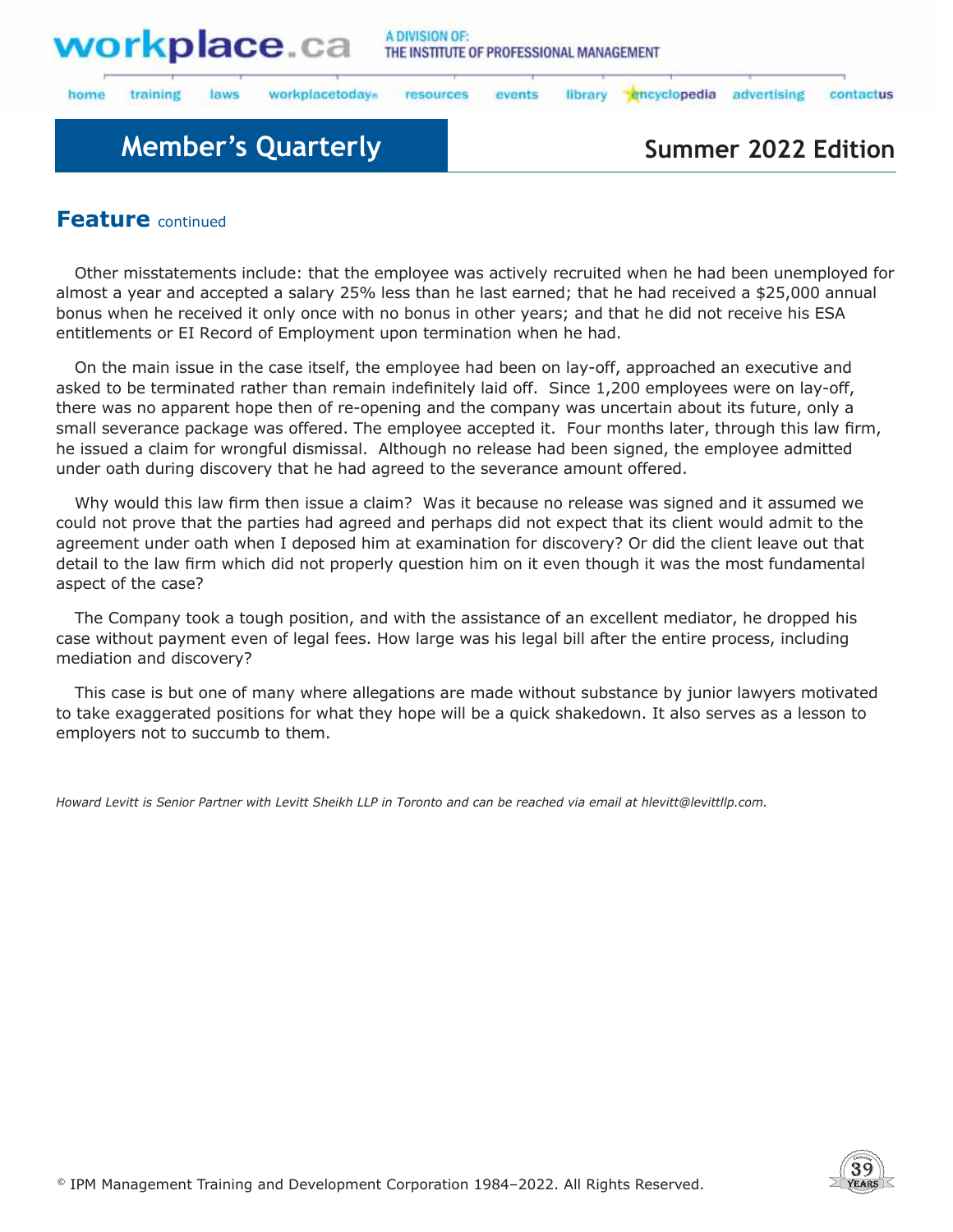## Feature continued

Other misstatements include: that the employee was actively recruited when he had been unemployed for almost a year and accepted a salary 25% less than he last earned; that he had received a $25,000 annual bonus when he received it only once with no bonus in other years; and that he did not receive his ESA entitlements or EI Record of Employment upon termination when he had.

On the main issue in the case itself, the employee had been on lay-off, approached an executive and asked to be terminated rather than remain indefinitely laid off. Since 1,200 employees were on lay-off, there was no apparent hope then of re-opening and the company was uncertain about its future, only a small severance package was offered. The employee accepted it. Four months later, through this law firm, he issued a claim for wrongful dismissal. Although no release had been signed, the employee admitted under oath during discovery that he had agreed to the severance amount offered.

Why would this law firm then issue a claim? Was it because no release was signed and it assumed we could not prove that the parties had agreed and perhaps did not expect that its client would admit to the agreement under oath when I deposed him at examination for discovery? Or did the client leave out that detail to the law firm which did not properly question him on it even though it was the most fundamental aspect of the case?

The Company took a tough position, and with the assistance of an excellent mediator, he dropped his case without payment even of legal fees. How large was his legal bill after the entire process, including mediation and discovery?

This case is but one of many where allegations are made without substance by junior lawyers motivated to take exaggerated positions for what they hope will be a quick shakedown. It also serves as a lesson to employers not to succumb to them.

*Howard Levitt is Senior Partner with Levitt Sheikh LLP in Toronto and can be reached via email at hlevitt@levittllp.com.*